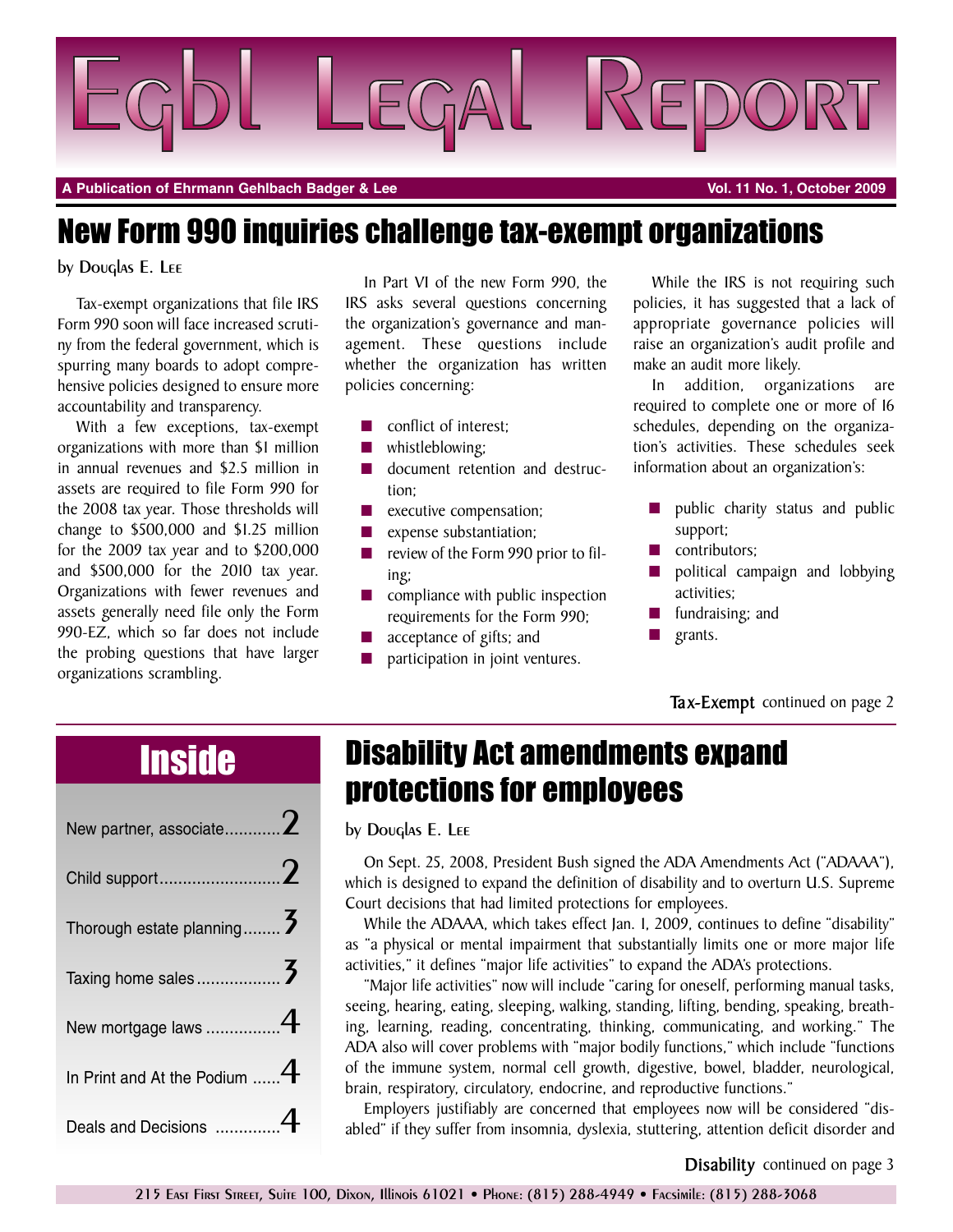# Egbl Legal Report

**A Publication of Ehrmann Gehlbach Badger & Lee** — **Vol. 11 No. 1, October 2009**

## New Form 990 inquiries challenge tax-exempt organizations

by Douglas E. Lee

Tax-exempt organizations that file IRS Form 990 soon will face increased scrutiny from the federal government, which is spurring many boards to adopt comprehensive policies designed to ensure more accountability and transparency.

With a few exceptions, tax-exempt organizations with more than $1 million in annual revenues and $2.5 million in assets are required to file Form 990 for the 2008 tax year. Those thresholds will change to $500,000 and $1.25 million for the 2009 tax year and to $200,000 and $500,000 for the 2010 tax year. Organizations with fewer revenues and assets generally need file only the Form 990-EZ, which so far does not include the probing questions that have larger organizations scrambling.

In Part VI of the new Form 990, the IRS asks several questions concerning the organization's governance and management. These questions include whether the organization has written policies concerning:

- conflict of interest;
- whistleblowing;
- document retention and destruction;
- executive compensation;
- expense substantiation;
- review of the Form 990 prior to filing;
- compliance with public inspection requirements for the Form 990;
- acceptance of gifts; and
- participation in joint ventures.

While the IRS is not requiring such policies, it has suggested that a lack of appropriate governance policies will raise an organization's audit profile and make an audit more likely.

In addition, organizations are required to complete one or more of 16 schedules, depending on the organization's activities. These schedules seek information about an organization's:

- public charity status and public support;
- contributors;
- political campaign and lobbying activities;
- fundraising; and
- grants.

**Tax-Exempt** continued on page 2

## Inside

| | |
|---|---|
| New partner, associate | 2 |
| Child support | 2 |
| Thorough estate planning | 3 |
| Taxing home sales | 3 |
| New mortgage laws | 4 |
| In Print and At the Podium | 4 |
| Deals and Decisions | 4 |

## Disability Act amendments expand protections for employees

by Douglas E. Lee

On Sept. 25, 2008, President Bush signed the ADA Amendments Act ("ADAAA"), which is designed to expand the definition of disability and to overturn U.S. Supreme Court decisions that had limited protections for employees.

While the ADAAA, which takes effect Jan. 1, 2009, continues to define "disability" as "a physical or mental impairment that substantially limits one or more major life activities," it defines "major life activities" to expand the ADA's protections.

"Major life activities" now will include "caring for oneself, performing manual tasks, seeing, hearing, eating, sleeping, walking, standing, lifting, bending, speaking, breathing, learning, reading, concentrating, thinking, communicating, and working." The ADA also will cover problems with "major bodily functions," which include "functions of the immune system, normal cell growth, digestive, bowel, bladder, neurological, brain, respiratory, circulatory, endocrine, and reproductive functions."

Employers justifiably are concerned that employees now will be considered "disabled" if they suffer from insomnia, dyslexia, stuttering, attention deficit disorder and

**Disability** continued on page 3

215 East First Street, Suite 100, Dixon, Illinois 61021 • Phone: (815) 288-4949 • Facsimile: (815) 288-3068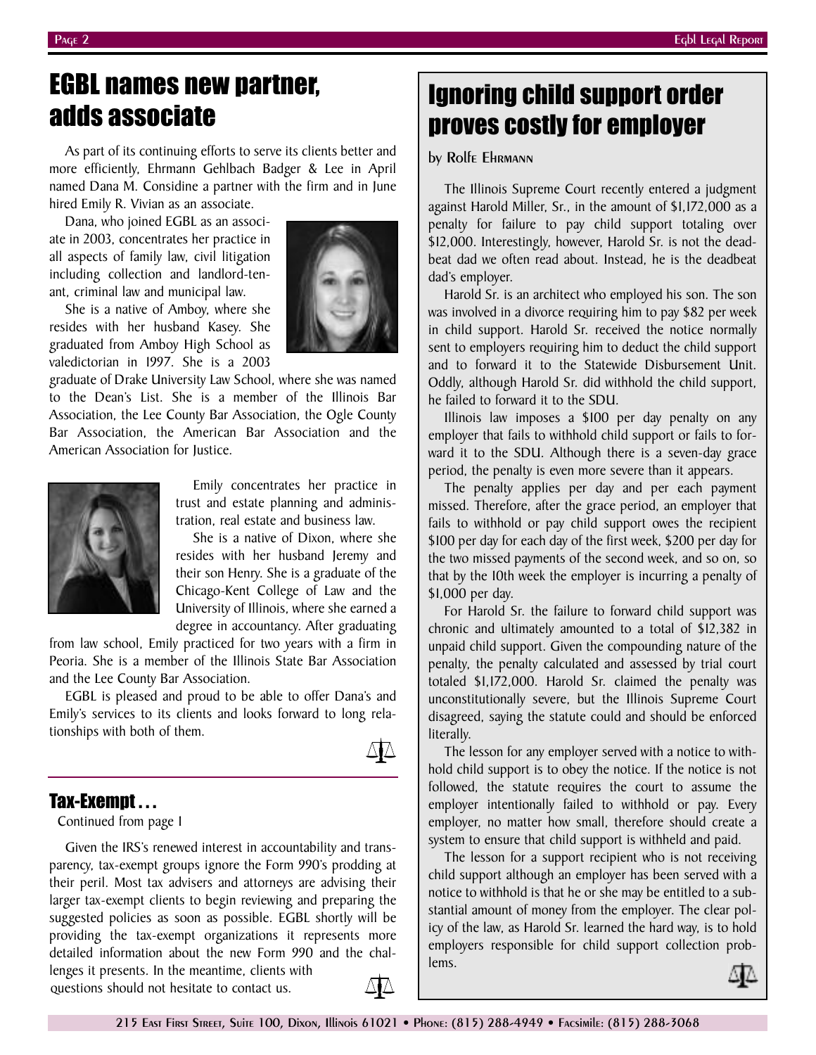# EGBL names new partner, adds associate

As part of its continuing efforts to serve its clients better and more efficiently, Ehrmann Gehlbach Badger & Lee in April named Dana M. Considine a partner with the firm and in June hired Emily R. Vivian as an associate.

Dana, who joined EGBL as an associate in 2003, concentrates her practice in all aspects of family law, civil litigation including collection and landlord-tenant, criminal law and municipal law.

She is a native of Amboy, where she resides with her husband Kasey. She graduated from Amboy High School as valedictorian in 1997. She is a 2003 graduate of Drake University Law School, where she was named to the Dean's List. She is a member of the Illinois Bar Association, the Lee County Bar Association, the Ogle County Bar Association, the American Bar Association and the American Association for Justice.

Emily concentrates her practice in trust and estate planning and administration, real estate and business law.

She is a native of Dixon, where she resides with her husband Jeremy and their son Henry. She is a graduate of the Chicago-Kent College of Law and the University of Illinois, where she earned a degree in accountancy. After graduating from law school, Emily practiced for two years with a firm in Peoria. She is a member of the Illinois State Bar Association and the Lee County Bar Association.

EGBL is pleased and proud to be able to offer Dana's and Emily's services to its clients and looks forward to long relationships with both of them.

## Tax-Exempt . . .

Continued from page 1

Given the IRS's renewed interest in accountability and transparency, tax-exempt groups ignore the Form 990's prodding at their peril. Most tax advisers and attorneys are advising their larger tax-exempt clients to begin reviewing and preparing the suggested policies as soon as possible. EGBL shortly will be providing the tax-exempt organizations it represents more detailed information about the new Form 990 and the challenges it presents. In the meantime, clients with questions should not hesitate to contact us.

# Ignoring child support order proves costly for employer

by Rolfe Ehrmann

The Illinois Supreme Court recently entered a judgment against Harold Miller, Sr., in the amount of $1,172,000 as a penalty for failure to pay child support totaling over $12,000. Interestingly, however, Harold Sr. is not the deadbeat dad we often read about. Instead, he is the deadbeat dad's employer.

Harold Sr. is an architect who employed his son. The son was involved in a divorce requiring him to pay $82 per week in child support. Harold Sr. received the notice normally sent to employers requiring him to deduct the child support and to forward it to the Statewide Disbursement Unit. Oddly, although Harold Sr. did withhold the child support, he failed to forward it to the SDU.

Illinois law imposes a $100 per day penalty on any employer that fails to withhold child support or fails to forward it to the SDU. Although there is a seven-day grace period, the penalty is even more severe than it appears.

The penalty applies per day and per each payment missed. Therefore, after the grace period, an employer that fails to withhold or pay child support owes the recipient $100 per day for each day of the first week, $200 per day for the two missed payments of the second week, and so on, so that by the 10th week the employer is incurring a penalty of $1,000 per day.

For Harold Sr. the failure to forward child support was chronic and ultimately amounted to a total of $12,382 in unpaid child support. Given the compounding nature of the penalty, the penalty calculated and assessed by trial court totaled $1,172,000. Harold Sr. claimed the penalty was unconstitutionally severe, but the Illinois Supreme Court disagreed, saying the statute could and should be enforced literally.

The lesson for any employer served with a notice to withhold child support is to obey the notice. If the notice is not followed, the statute requires the court to assume the employer intentionally failed to withhold or pay. Every employer, no matter how small, therefore should create a system to ensure that child support is withheld and paid.

The lesson for a support recipient who is not receiving child support although an employer has been served with a notice to withhold is that he or she may be entitled to a substantial amount of money from the employer. The clear policy of the law, as Harold Sr. learned the hard way, is to hold employers responsible for child support collection problems.

215 East First Street, Suite 100, Dixon, Illinois 61021 • Phone: (815) 288-4949 • Facsimile: (815) 288-3068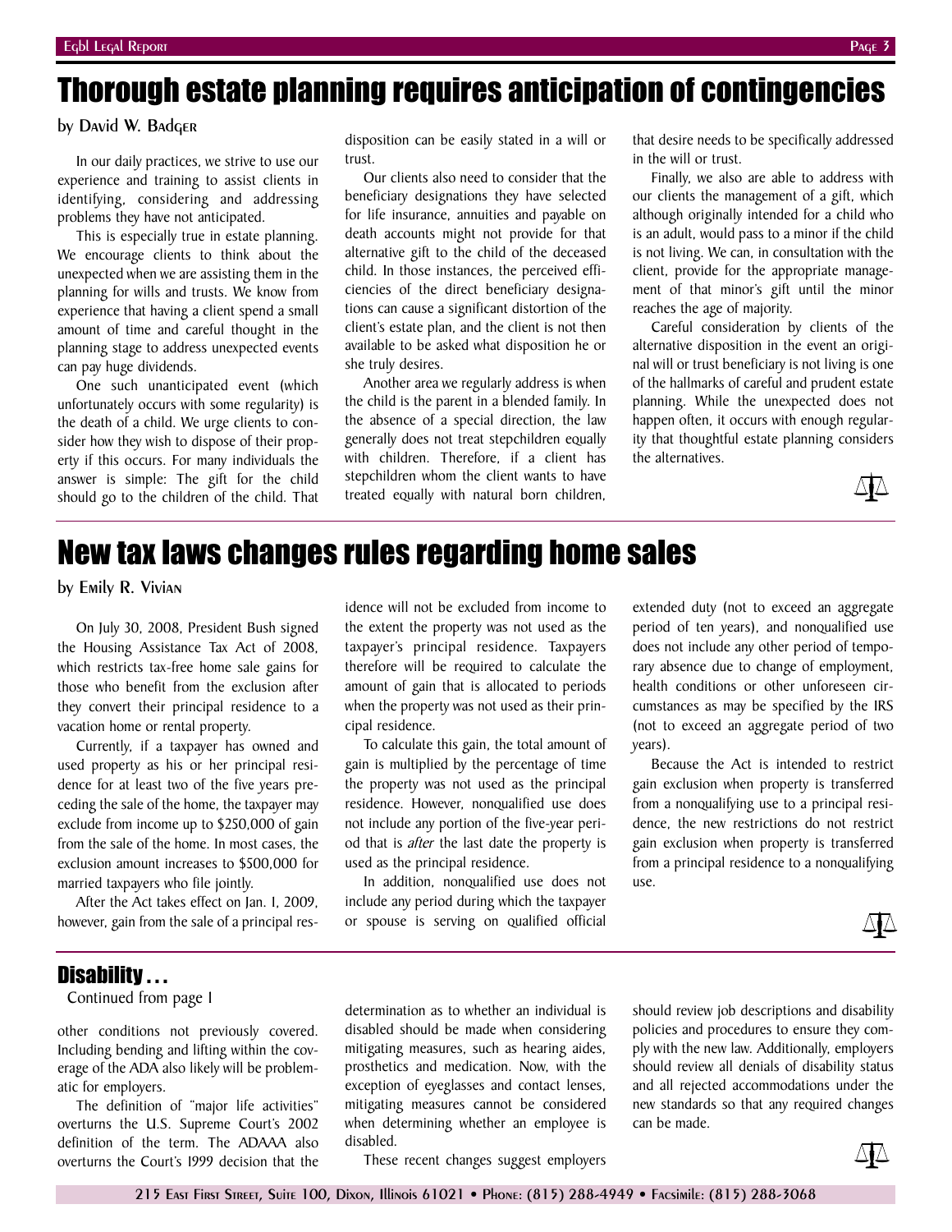# Thorough estate planning requires anticipation of contingencies

by David W. Badger

In our daily practices, we strive to use our experience and training to assist clients in identifying, considering and addressing problems they have not anticipated.

This is especially true in estate planning. We encourage clients to think about the unexpected when we are assisting them in the planning for wills and trusts. We know from experience that having a client spend a small amount of time and careful thought in the planning stage to address unexpected events can pay huge dividends.

One such unanticipated event (which unfortunately occurs with some regularity) is the death of a child. We urge clients to consider how they wish to dispose of their property if this occurs. For many individuals the answer is simple: The gift for the child should go to the children of the child. That disposition can be easily stated in a will or trust.

Our clients also need to consider that the beneficiary designations they have selected for life insurance, annuities and payable on death accounts might not provide for that alternative gift to the child of the deceased child. In those instances, the perceived efficiencies of the direct beneficiary designations can cause a significant distortion of the client's estate plan, and the client is not then available to be asked what disposition he or she truly desires.

Another area we regularly address is when the child is the parent in a blended family. In the absence of a special direction, the law generally does not treat stepchildren equally with children. Therefore, if a client has stepchildren whom the client wants to have treated equally with natural born children, that desire needs to be specifically addressed in the will or trust.

Finally, we also are able to address with our clients the management of a gift, which although originally intended for a child who is an adult, would pass to a minor if the child is not living. We can, in consultation with the client, provide for the appropriate management of that minor's gift until the minor reaches the age of majority.

Careful consideration by clients of the alternative disposition in the event an original will or trust beneficiary is not living is one of the hallmarks of careful and prudent estate planning. While the unexpected does not happen often, it occurs with enough regularity that thoughtful estate planning considers the alternatives.

# New tax laws changes rules regarding home sales

by Emily R. Vivian

On July 30, 2008, President Bush signed the Housing Assistance Tax Act of 2008, which restricts tax-free home sale gains for those who benefit from the exclusion after they convert their principal residence to a vacation home or rental property.

Currently, if a taxpayer has owned and used property as his or her principal residence for at least two of the five years preceding the sale of the home, the taxpayer may exclude from income up to $250,000 of gain from the sale of the home. In most cases, the exclusion amount increases to $500,000 for married taxpayers who file jointly.

After the Act takes effect on Jan. 1, 2009, however, gain from the sale of a principal residence will not be excluded from income to the extent the property was not used as the taxpayer's principal residence. Taxpayers therefore will be required to calculate the amount of gain that is allocated to periods when the property was not used as their principal residence.

To calculate this gain, the total amount of gain is multiplied by the percentage of time the property was not used as the principal residence. However, nonqualified use does not include any portion of the five-year period that is *after* the last date the property is used as the principal residence.

In addition, nonqualified use does not include any period during which the taxpayer or spouse is serving on qualified official extended duty (not to exceed an aggregate period of ten years), and nonqualified use does not include any other period of temporary absence due to change of employment, health conditions or other unforeseen circumstances as may be specified by the IRS (not to exceed an aggregate period of two years).

Because the Act is intended to restrict gain exclusion when property is transferred from a nonqualifying use to a principal residence, the new restrictions do not restrict gain exclusion when property is transferred from a principal residence to a nonqualifying use.

## Disability . . .

Continued from page 1

other conditions not previously covered. Including bending and lifting within the coverage of the ADA also likely will be problematic for employers.

The definition of "major life activities" overturns the U.S. Supreme Court's 2002 definition of the term. The ADAAA also overturns the Court's 1999 decision that the determination as to whether an individual is disabled should be made when considering mitigating measures, such as hearing aides, prosthetics and medication. Now, with the exception of eyeglasses and contact lenses, mitigating measures cannot be considered when determining whether an employee is disabled.

These recent changes suggest employers should review job descriptions and disability policies and procedures to ensure they comply with the new law. Additionally, employers should review all denials of disability status and all rejected accommodations under the new standards so that any required changes can be made.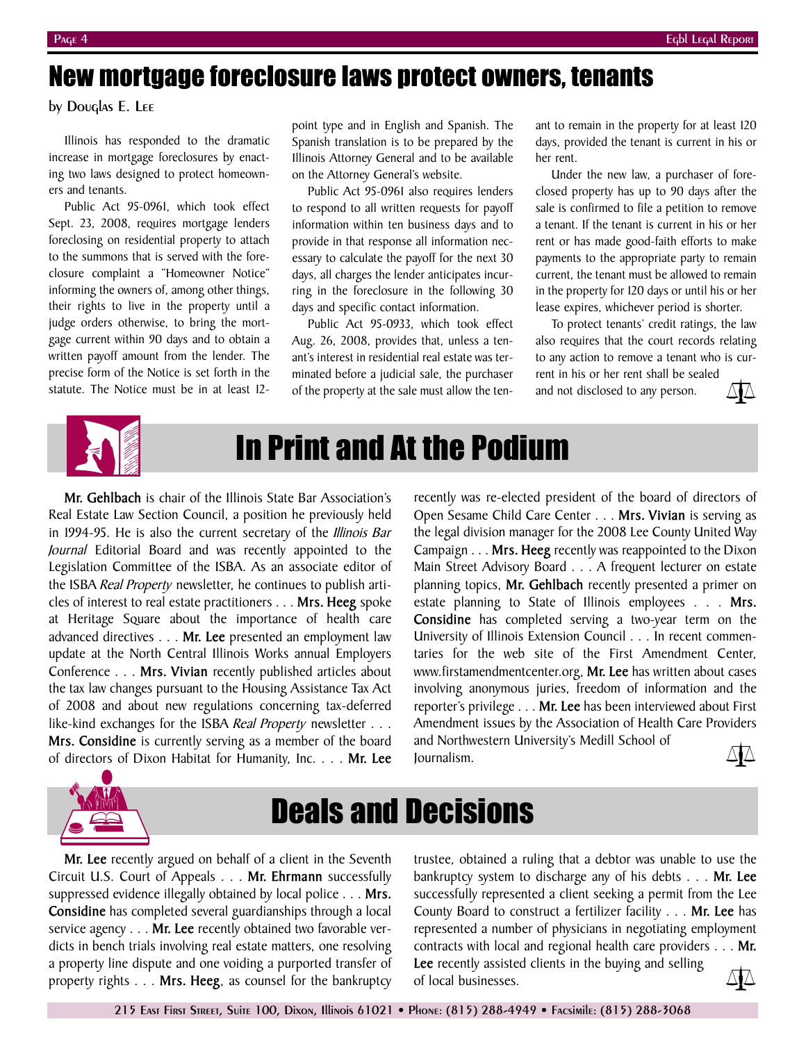# New mortgage foreclosure laws protect owners, tenants

by Douglas E. Lee

Illinois has responded to the dramatic increase in mortgage foreclosures by enacting two laws designed to protect homeowners and tenants.

Public Act 95-0961, which took effect Sept. 23, 2008, requires mortgage lenders foreclosing on residential property to attach to the summons that is served with the foreclosure complaint a "Homeowner Notice" informing the owners of, among other things, their rights to live in the property until a judge orders otherwise, to bring the mortgage current within 90 days and to obtain a written payoff amount from the lender. The precise form of the Notice is set forth in the statute. The Notice must be in at least 12-point type and in English and Spanish. The Spanish translation is to be prepared by the Illinois Attorney General and to be available on the Attorney General's website.

Public Act 95-0961 also requires lenders to respond to all written requests for payoff information within ten business days and to provide in that response all information necessary to calculate the payoff for the next 30 days, all charges the lender anticipates incurring in the foreclosure in the following 30 days and specific contact information.

Public Act 95-0933, which took effect Aug. 26, 2008, provides that, unless a tenant's interest in residential real estate was terminated before a judicial sale, the purchaser of the property at the sale must allow the tenant to remain in the property for at least 120 days, provided the tenant is current in his or her rent.

Under the new law, a purchaser of foreclosed property has up to 90 days after the sale is confirmed to file a petition to remove a tenant. If the tenant is current in his or her rent or has made good-faith efforts to make payments to the appropriate party to remain current, the tenant must be allowed to remain in the property for 120 days or until his or her lease expires, whichever period is shorter.

To protect tenants' credit ratings, the law also requires that the court records relating to any action to remove a tenant who is current in his or her rent shall be sealed and not disclosed to any person.

# In Print and At the Podium

**Mr. Gehlbach** is chair of the Illinois State Bar Association's Real Estate Law Section Council, a position he previously held in 1994-95. He is also the current secretary of the *Illinois Bar Journal* Editorial Board and was recently appointed to the Legislation Committee of the ISBA. As an associate editor of the ISBA *Real Property* newsletter, he continues to publish articles of interest to real estate practitioners . . . **Mrs. Heeg** spoke at Heritage Square about the importance of health care advanced directives . . . **Mr. Lee** presented an employment law update at the North Central Illinois Works annual Employers Conference . . . **Mrs. Vivian** recently published articles about the tax law changes pursuant to the Housing Assistance Tax Act of 2008 and about new regulations concerning tax-deferred like-kind exchanges for the ISBA *Real Property* newsletter . . . **Mrs. Considine** is currently serving as a member of the board of directors of Dixon Habitat for Humanity, Inc. . . . **Mr. Lee** recently was re-elected president of the board of directors of Open Sesame Child Care Center . . . **Mrs. Vivian** is serving as the legal division manager for the 2008 Lee County United Way Campaign . . . **Mrs. Heeg** recently was reappointed to the Dixon Main Street Advisory Board . . . A frequent lecturer on estate planning topics, **Mr. Gehlbach** recently presented a primer on estate planning to State of Illinois employees . . . **Mrs. Considine** has completed serving a two-year term on the University of Illinois Extension Council . . . In recent commentaries for the web site of the First Amendment Center, www.firstamendmentcenter.org, **Mr. Lee** has written about cases involving anonymous juries, freedom of information and the reporter's privilege . . . **Mr. Lee** has been interviewed about First Amendment issues by the Association of Health Care Providers and Northwestern University's Medill School of Journalism.

# Deals and Decisions

**Mr. Lee** recently argued on behalf of a client in the Seventh Circuit U.S. Court of Appeals . . . **Mr. Ehrmann** successfully suppressed evidence illegally obtained by local police . . . **Mrs. Considine** has completed several guardianships through a local service agency . . . **Mr. Lee** recently obtained two favorable verdicts in bench trials involving real estate matters, one resolving a property line dispute and one voiding a purported transfer of property rights . . . **Mrs. Heeg**, as counsel for the bankruptcy trustee, obtained a ruling that a debtor was unable to use the bankruptcy system to discharge any of his debts . . . **Mr. Lee** successfully represented a client seeking a permit from the Lee County Board to construct a fertilizer facility . . . **Mr. Lee** has represented a number of physicians in negotiating employment contracts with local and regional health care providers . . . **Mr. Lee** recently assisted clients in the buying and selling of local businesses.

215 East First Street, Suite 100, Dixon, Illinois 61021 • Phone: (815) 288-4949 • Facsimile: (815) 288-3068